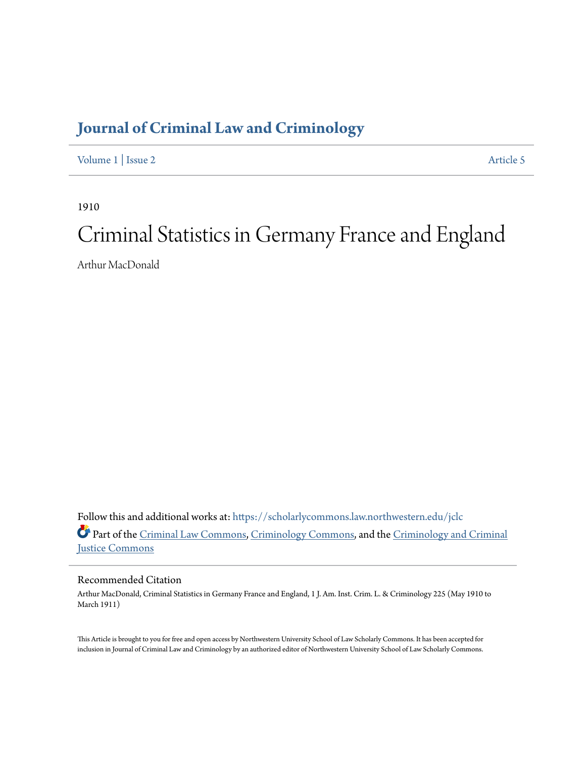# Journal of Criminal Law and Criminology

Volume 1 | Issue 2 Article 5

1910

# Criminal Statistics in Germany France and England

Arthur MacDonald

Follow this and additional works at: https://scholarlycommons.law.northwestern.edu/jclc

Part of the Criminal Law Commons, Criminology Commons, and the Criminology and Criminal Justice Commons

## Recommended Citation

Arthur MacDonald, Criminal Statistics in Germany France and England, 1 J. Am. Inst. Crim. L. & Criminology 225 (May 1910 to March 1911)

This Article is brought to you for free and open access by Northwestern University School of Law Scholarly Commons. It has been accepted for inclusion in Journal of Criminal Law and Criminology by an authorized editor of Northwestern University School of Law Scholarly Commons.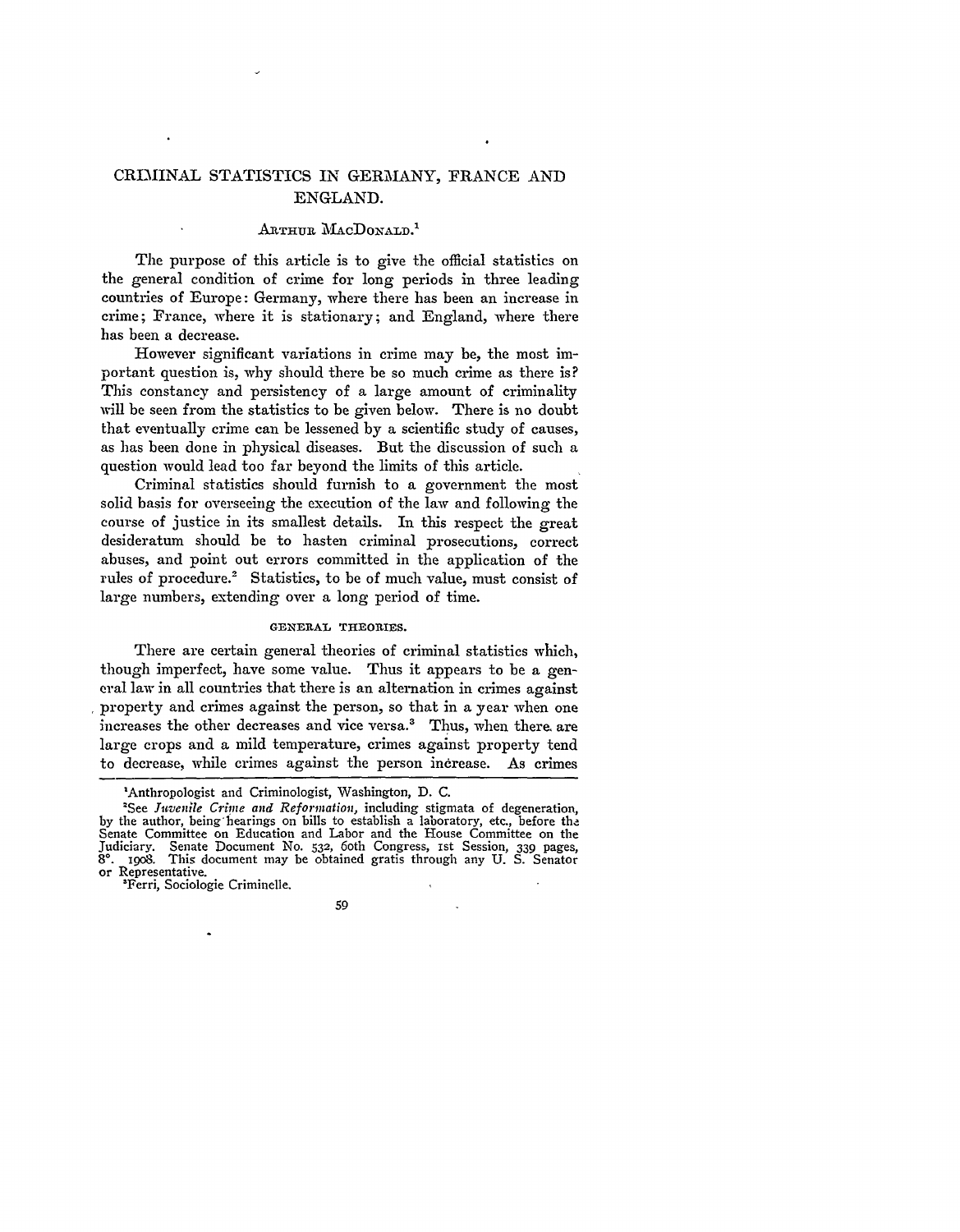# CRIMINAL STATISTICS IN GERMANY, FRANCE AND ENGLAND.

ARTHUR MACDONALD.[1]

The purpose of this article is to give the official statistics on the general condition of crime for long periods in three leading countries of Europe: Germany, where there has been an increase in crime; France, where it is stationary; and England, where there has been a decrease.

However significant variations in crime may be, the most important question is, why should there be so much crime as there is? This constancy and persistency of a large amount of criminality will be seen from the statistics to be given below. There is no doubt that eventually crime can be lessened by a scientific study of causes, as has been done in physical diseases. But the discussion of such a question would lead too far beyond the limits of this article.

Criminal statistics should furnish to a government the most solid basis for overseeing the execution of the law and following the course of justice in its smallest details. In this respect the great desideratum should be to hasten criminal prosecutions, correct abuses, and point out errors committed in the application of the rules of procedure.[2] Statistics, to be of much value, must consist of large numbers, extending over a long period of time.

## GENERAL THEORIES.

There are certain general theories of criminal statistics which, though imperfect, have some value. Thus it appears to be a general law in all countries that there is an alternation in crimes against property and crimes against the person, so that in a year when one increases the other decreases and vice versa.[3] Thus, when there are large crops and a mild temperature, crimes against property tend to decrease, while crimes against the person increase. As crimes

---

[1] Anthropologist and Criminologist, Washington, D. C.

[2] See *Juvenile Crime and Reformation*, including stigmata of degeneration, by the author, being hearings on bills to establish a laboratory, etc., before the Senate Committee on Education and Labor and the House Committee on the Judiciary. Senate Document No. 532, 60th Congress, 1st Session, 339 pages, 8°. 1908. This document may be obtained gratis through any U. S. Senator or Representative.

[3] Ferri, Sociologie Criminelle.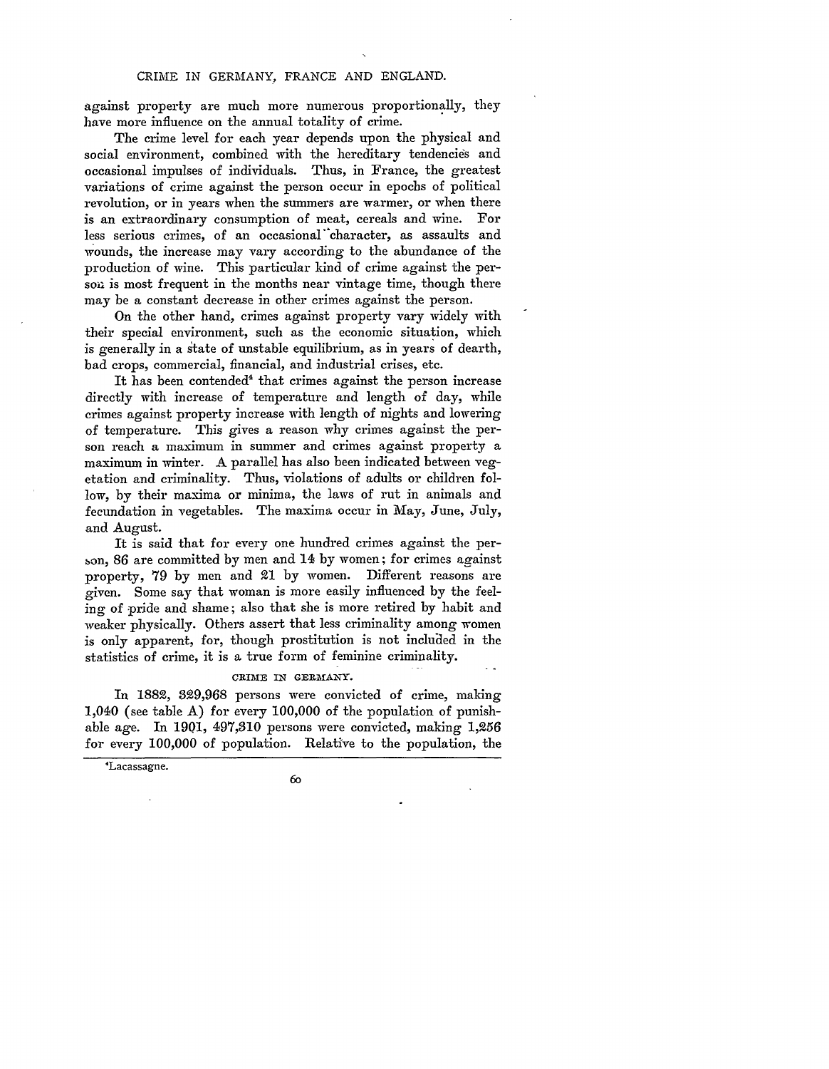against property are much more numerous proportionally, they have more influence on the annual totality of crime.

The crime level for each year depends upon the physical and social environment, combined with the hereditary tendencies and occasional impulses of individuals. Thus, in France, the greatest variations of crime against the person occur in epochs of political revolution, or in years when the summers are warmer, or when there is an extraordinary consumption of meat, cereals and wine. For less serious crimes, of an occasional character, as assaults and wounds, the increase may vary according to the abundance of the production of wine. This particular kind of crime against the person is most frequent in the months near vintage time, though there may be a constant decrease in other crimes against the person.

On the other hand, crimes against property vary widely with their special environment, such as the economic situation, which is generally in a state of unstable equilibrium, as in years of dearth, bad crops, commercial, financial, and industrial crises, etc.

It has been contended[4] that crimes against the person increase directly with increase of temperature and length of day, while crimes against property increase with length of nights and lowering of temperature. This gives a reason why crimes against the person reach a maximum in summer and crimes against property a maximum in winter. A parallel has also been indicated between vegetation and criminality. Thus, violations of adults or children follow, by their maxima or minima, the laws of rut in animals and fecundation in vegetables. The maxima occur in May, June, July, and August.

It is said that for every one hundred crimes against the person, 86 are committed by men and 14 by women; for crimes against property, 79 by men and 21 by women. Different reasons are given. Some say that woman is more easily influenced by the feeling of pride and shame; also that she is more retired by habit and weaker physically. Others assert that less criminality among women is only apparent, for, though prostitution is not included in the statistics of crime, it is a true form of feminine criminality.

## CRIME IN GERMANY.

In 1882, 329,968 persons were convicted of crime, making 1,040 (see table A) for every 100,000 of the population of punishable age. In 1901, 497,310 persons were convicted, making 1,256 for every 100,000 of population. Relative to the population, the

[4] Lacassagne.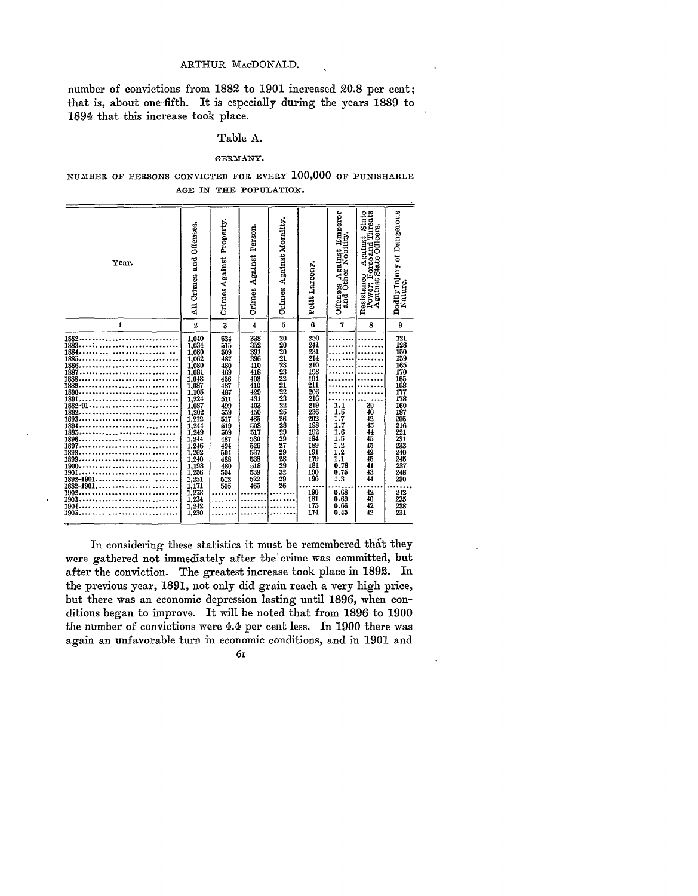number of convictions from 1882 to 1901 increased 20.8 per cent; that is, about one-fifth. It is especially during the years 1889 to 1894 that this increase took place.

### Table A.

GERMANY.

NUMBER OF PERSONS CONVICTED FOR EVERY 100,000 OF PUNISHABLE AGE IN THE POPULATION.

| Year. | All Crimes and Offenses. | Crimes Against Property. | Crimes Against Person. | Crimes Against Morality. | Petit Larceny. | Offenses Against Emperor and Other Nobility. | Resistance Against State Power; Force and Threats Against State Officers. | Bodily Injury of Dangerous Nature. |
|---|---|---|---|---|---|---|---|---|
| 1 | 2 | 3 | 4 | 5 | 6 | 7 | 8 | 9 |
| 1882 | 1,040 | 534 | 338 | 20 | 250 | ........ | ........ | 121 |
| 1883 | 1,034 | 515 | 352 | 20 | 241 | ........ | ........ | 128 |
| 1884 | 1,080 | 509 | 391 | 20 | 231 | ........ | ........ | 150 |
| 1885 | 1,062 | 487 | 396 | 21 | 214 | ........ | ........ | 159 |
| 1886 | 1,080 | 480 | 410 | 23 | 210 | ........ | ........ | 165 |
| 1887 | 1,081 | 469 | 418 | 23 | 198 | ........ | ........ | 170 |
| 1888 | 1,048 | 456 | 403 | 22 | 194 | ........ | ........ | 165 |
| 1889 | 1,087 | 487 | 410 | 21 | 211 | ........ | ........ | 168 |
| 1890 | 1,105 | 487 | 429 | 22 | 206 | ........ | ........ | 177 |
| 1891 | 1,224 | 511 | 431 | 23 | 216 | ........ | ........ | 178 |
| 1882-91 | 1,087 | 499 | 403 | 22 | 219 | 1.4 | 30 | 160 |
| 1892 | 1,202 | 559 | 450 | 25 | 236 | 1.5 | 40 | 187 |
| 1893 | 1,212 | 517 | 485 | 26 | 202 | 1.7 | 42 | 205 |
| 1894 | 1,244 | 519 | 508 | 28 | 198 | 1.7 | 45 | 216 |
| 1895 | 1,249 | 509 | 517 | 29 | 192 | 1.6 | 44 | 221 |
| 1896 | 1,244 | 487 | 530 | 29 | 184 | 1.5 | 45 | 231 |
| 1897 | 1,246 | 494 | 526 | 27 | 189 | 1.2 | 45 | 233 |
| 1898 | 1,262 | 504 | 537 | 29 | 191 | 1.2 | 42 | 240 |
| 1899 | 1,240 | 488 | 538 | 28 | 179 | 1.1 | 45 | 245 |
| 1900 | 1,198 | 480 | 518 | 29 | 181 | 0.78 | 41 | 237 |
| 1901 | 1,256 | 504 | 539 | 32 | 190 | 0.75 | 43 | 248 |
| 1892-1901 | 1,251 | 512 | 522 | 29 | 196 | 1.3 | 44 | 230 |
| 1882-1901 | 1,171 | 505 | 465 | 26 | ........ | ........ | ........ | ........ |
| 1902 | 1,273 | ........ | ........ | ........ | 190 | 0.68 | 42 | 242 |
| 1903 | 1,234 | ........ | ........ | ........ | 181 | 0.69 | 40 | 235 |
| 1904 | 1,242 | ........ | ........ | ........ | 175 | 0.66 | 42 | 238 |
| 1905 | 1,230 | ........ | ........ | ........ | 174 | 0.45 | 42 | 231 |

In considering these statistics it must be remembered that they were gathered not immediately after the crime was committed, but after the conviction. The greatest increase took place in 1892. In the previous year, 1891, not only did grain reach a very high price, but there was an economic depression lasting until 1896, when conditions began to improve. It will be noted that from 1896 to 1900 the number of convictions were 4.4 per cent less. In 1900 there was again an unfavorable turn in economic conditions, and in 1901 and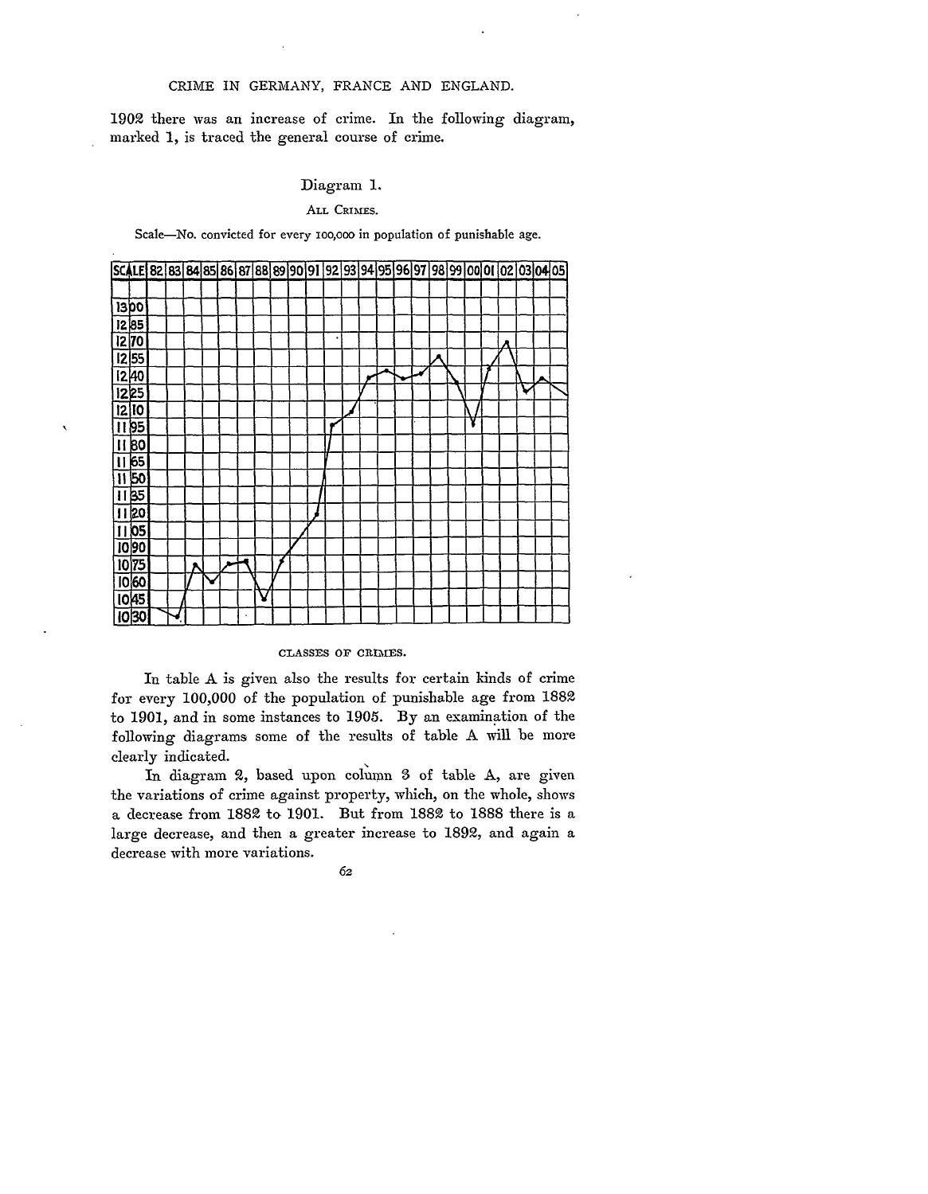1902 there was an increase of crime. In the following diagram, marked 1, is traced the general course of crime.

Diagram 1.

ALL CRIMES.

Scale—No. convicted for every 100,000 in population of punishable age.

CLASSES OF CRIMES.

In table A is given also the results for certain kinds of crime for every 100,000 of the population of punishable age from 1882 to 1901, and in some instances to 1905. By an examination of the following diagrams some of the results of table A will be more clearly indicated.

In diagram 2, based upon column 3 of table A, are given the variations of crime against property, which, on the whole, shows a decrease from 1882 to 1901. But from 1882 to 1888 there is a large decrease, and then a greater increase to 1892, and again a decrease with more variations.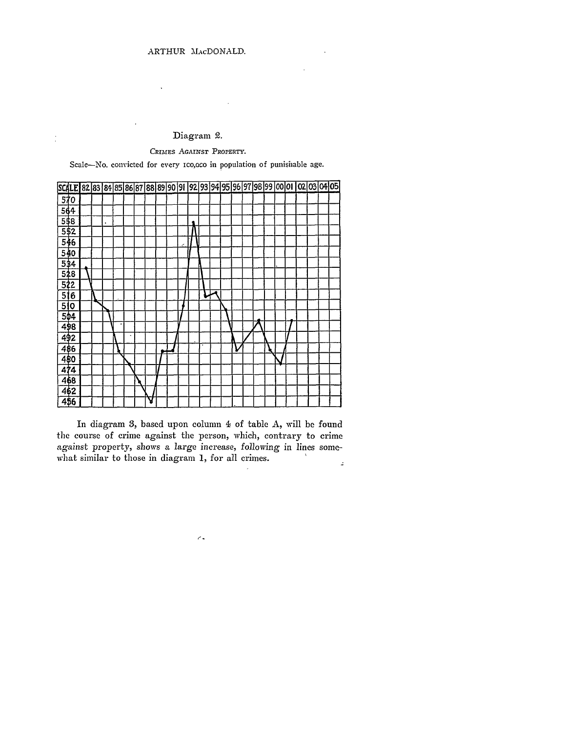Diagram 2.

CRIMES AGAINST PROPERTY.

Scale—No. convicted for every 100,000 in population of punishable age.

| SCALE | 82 | 83 | 84 | 85 | 86 | 87 | 88 | 89 | 90 | 91 | 92 | 93 | 94 | 95 | 96 | 97 | 98 | 99 | 00 | 01 | 02 | 03 | 04 | 05 |
|---|---|---|---|---|---|---|---|---|---|---|---|---|---|---|---|---|---|---|---|---|---|---|---|---|
| 570 | | | | | | | | | | | | | | | | | | | | | | | | |
| 564 | | | | | | | | | | | | | | | | | | | | | | | | |
| 558 | | | | | | | | | | | | | | | | | | | | | | | | |
| 552 | | | | | | | | | | | | | | | | | | | | | | | | |
| 546 | | | | | | | | | | | | | | | | | | | | | | | | |
| 540 | | | | | | | | | | | | | | | | | | | | | | | | |
| 534 | | | | | | | | | | | | | | | | | | | | | | | | |
| 528 | | | | | | | | | | | | | | | | | | | | | | | | |
| 522 | | | | | | | | | | | | | | | | | | | | | | | | |
| 516 | | | | | | | | | | | | | | | | | | | | | | | | |
| 510 | | | | | | | | | | | | | | | | | | | | | | | | |
| 504 | | | | | | | | | | | | | | | | | | | | | | | | |
| 498 | | | | | | | | | | | | | | | | | | | | | | | | |
| 492 | | | | | | | | | | | | | | | | | | | | | | | | |
| 486 | | | | | | | | | | | | | | | | | | | | | | | | |
| 480 | | | | | | | | | | | | | | | | | | | | | | | | |
| 474 | | | | | | | | | | | | | | | | | | | | | | | | |
| 468 | | | | | | | | | | | | | | | | | | | | | | | | |
| 462 | | | | | | | | | | | | | | | | | | | | | | | | |
| 456 | | | | | | | | | | | | | | | | | | | | | | | | |

In diagram 3, based upon column 4 of table A, will be found the course of crime against the person, which, contrary to crime against property, shows a large increase, following in lines somewhat similar to those in diagram 1, for all crimes.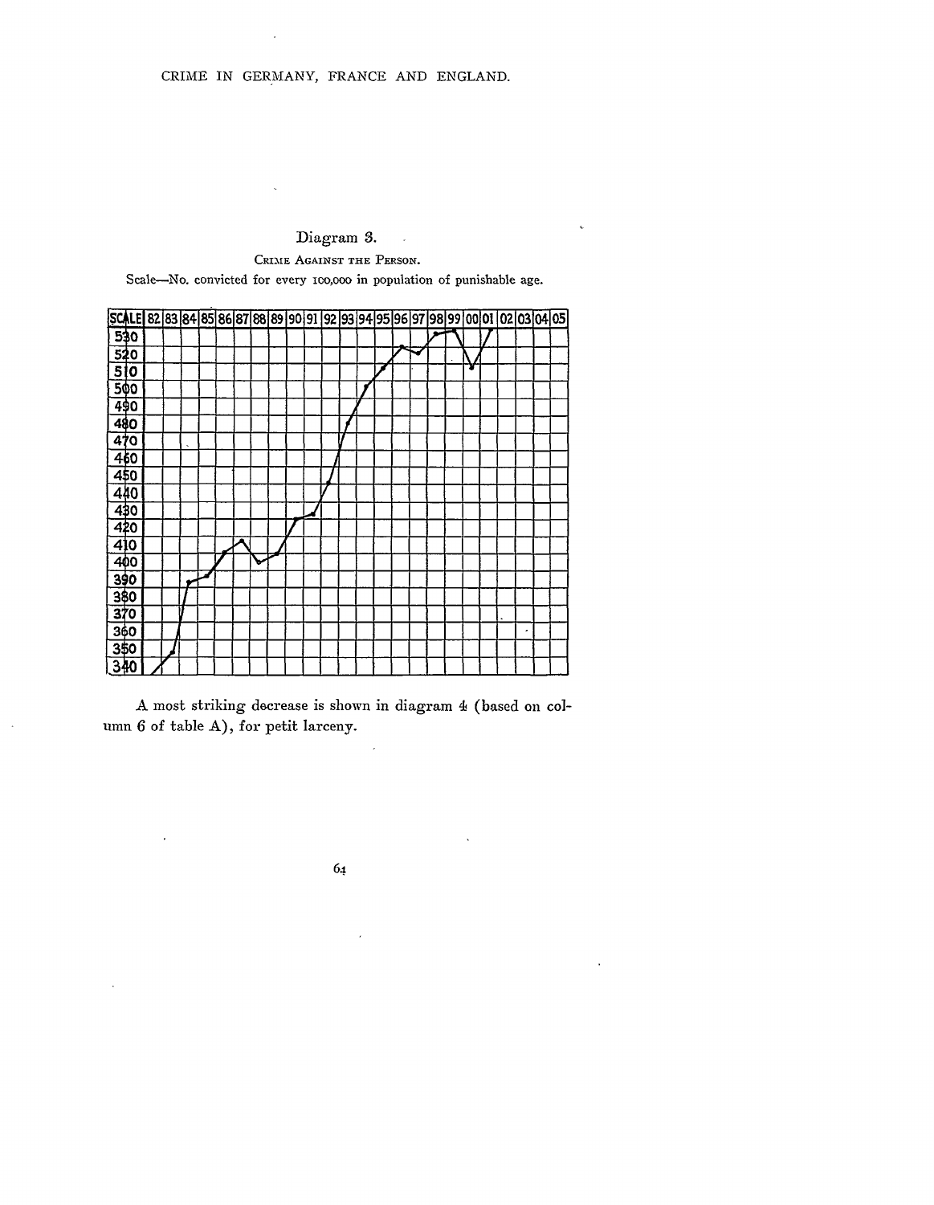Diagram 3.

CRIME AGAINST THE PERSON.

Scale—No. convicted for every 100,000 in population of punishable age.

A most striking decrease is shown in diagram 4 (based on column 6 of table A), for petit larceny.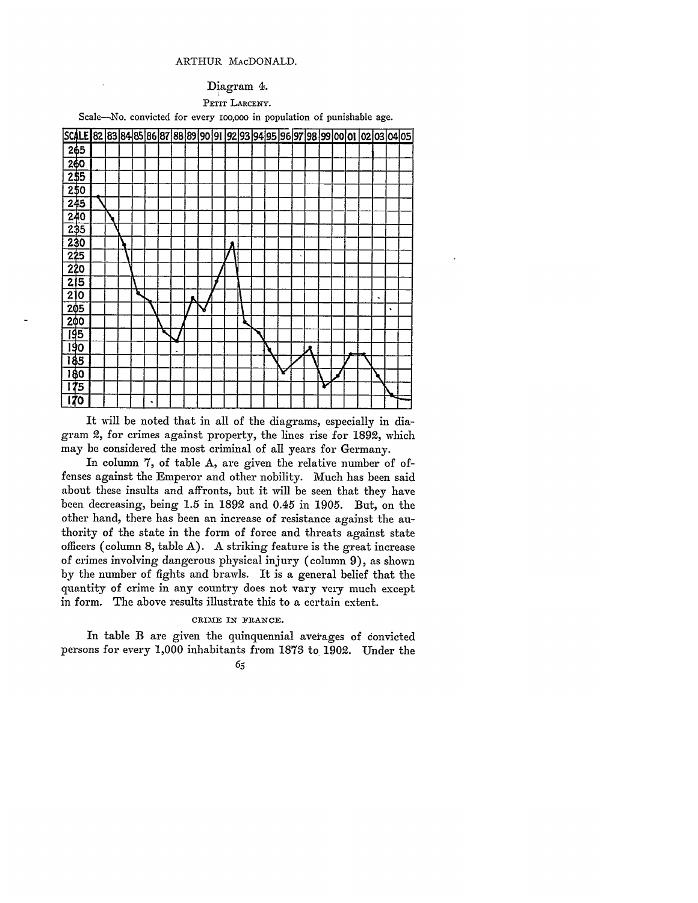Diagram 4.

PETIT LARCENY.

Scale—No. convicted for every 100,000 in population of punishable age.

It will be noted that in all of the diagrams, especially in diagram 2, for crimes against property, the lines rise for 1892, which may be considered the most criminal of all years for Germany.

In column 7, of table A, are given the relative number of offenses against the Emperor and other nobility. Much has been said about these insults and affronts, but it will be seen that they have been decreasing, being 1.5 in 1892 and 0.45 in 1905. But, on the other hand, there has been an increase of resistance against the authority of the state in the form of force and threats against state officers (column 8, table A). A striking feature is the great increase of crimes involving dangerous physical injury (column 9), as shown by the number of fights and brawls. It is a general belief that the quantity of crime in any country does not vary very much except in form. The above results illustrate this to a certain extent.

### CRIME IN FRANCE.

In table B are given the quinquennial averages of convicted persons for every 1,000 inhabitants from 1873 to 1902. Under the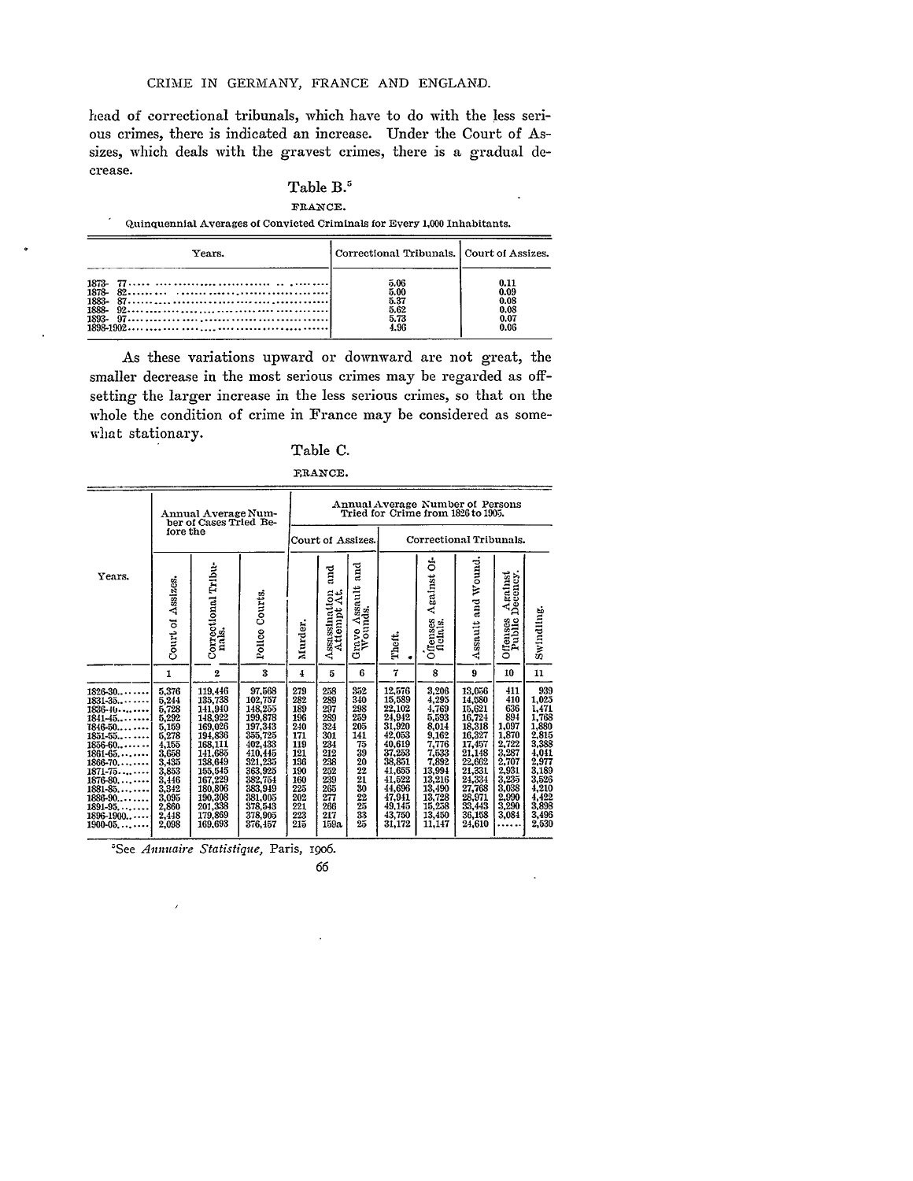head of correctional tribunals, which have to do with the less serious crimes, there is indicated an increase. Under the Court of Assizes, which deals with the gravest crimes, there is a gradual decrease.

Table B.[5]

FRANCE.

Quinquennial Averages of Convicted Criminals for Every 1,000 Inhabitants.

| Years. | Correctional Tribunals. | Court of Assizes. |
|---|---|---|
| 1873- 77 | 5.06 | 0.11 |
| 1878- 82 | 5.00 | 0.09 |
| 1883- 87 | 5.37 | 0.08 |
| 1888- 92 | 5.62 | 0.08 |
| 1893- 97 | 5.73 | 0.07 |
| 1898-1902 | 4.96 | 0.06 |

As these variations upward or downward are not great, the smaller decrease in the most serious crimes may be regarded as offsetting the larger increase in the less serious crimes, so that on the whole the condition of crime in France may be considered as somewhat stationary.

Table C.

FRANCE.

| Years. | Annual Average Number of Cases Tried Before the | | | Annual Average Number of Persons Tried for Crime from 1826 to 1905. | | | | | | | |
|---|---|---|---|---|---|---|---|---|---|---|---|
| | | | | Court of Assizes. | | | Correctional Tribunals. | | | | |
| | Court of Assizes. | Correctional Tribunals. | Police Courts. | Murder. | Assassination and Attempt At. | Grave Assault and Wounds. | Theft. | Offenses Against Officials. | Assault and Wound. | Offenses Against Public Decency. | Swindling. |
| | 1 | 2 | 3 | 4 | 5 | 6 | 7 | 8 | 9 | 10 | 11 |
| 1826-30 | 5,376 | 119,446 | 97,568 | 279 | 258 | 352 | 12,576 | 3,206 | 13,056 | 411 | 939 |
| 1831-35 | 5,244 | 135,738 | 102,757 | 282 | 289 | 340 | 15,589 | 4,295 | 14,580 | 410 | 1,025 |
| 1836-40 | 5,728 | 141,940 | 148,255 | 189 | 297 | 298 | 22,102 | 4,769 | 15,621 | 636 | 1,471 |
| 1841-45 | 5,292 | 148,922 | 199,878 | 196 | 289 | 259 | 24,942 | 5,593 | 16,724 | 894 | 1,768 |
| 1846-50 | 5,159 | 169,026 | 197,343 | 240 | 324 | 205 | 31,920 | 8,014 | 18,318 | 1,097 | 1,880 |
| 1851-55 | 5,278 | 194,836 | 355,725 | 171 | 301 | 141 | 42,053 | 9,162 | 16,327 | 1,870 | 2,815 |
| 1856-60 | 4,155 | 168,111 | 402,433 | 119 | 234 | 75 | 40,619 | 7,776 | 17,457 | 2,722 | 3,388 |
| 1861-65 | 3,658 | 141,685 | 410,445 | 121 | 212 | 39 | 37,253 | 7,533 | 21,148 | 3,287 | 4,041 |
| 1866-70 | 3,435 | 138,649 | 321,235 | 136 | 238 | 20 | 38,851 | 7,892 | 22,662 | 2,707 | 2,977 |
| 1871-75 | 3,853 | 155,545 | 363,925 | 190 | 252 | 22 | 41,655 | 13,994 | 21,331 | 2,931 | 3,189 |
| 1876-80 | 3,446 | 167,229 | 382,754 | 160 | 239 | 21 | 41,522 | 13,216 | 24,334 | 3,235 | 3,526 |
| 1881-85 | 3,342 | 180,806 | 383,949 | 225 | 265 | 30 | 44,696 | 13,490 | 27,768 | 3,038 | 4,210 |
| 1886-90 | 3,095 | 190,308 | 381,005 | 202 | 277 | 22 | 47,941 | 13,728 | 28,971 | 2,990 | 4,422 |
| 1891-95 | 2,860 | 201,338 | 378,543 | 221 | 266 | 25 | 49,145 | 15,258 | 33,443 | 3,290 | 3,898 |
| 1896-1900 | 2,448 | 179,869 | 378,905 | 223 | 217 | 33 | 43,750 | 13,450 | 36,168 | 3,084 | 3,496 |
| 1900-05 | 2,098 | 169,693 | 376,457 | 215 | 159a | 25 | 31,172 | 11,147 | 24,610 | ...... | 2,530 |

[5]See *Annuaire Statistique*, Paris, 1906.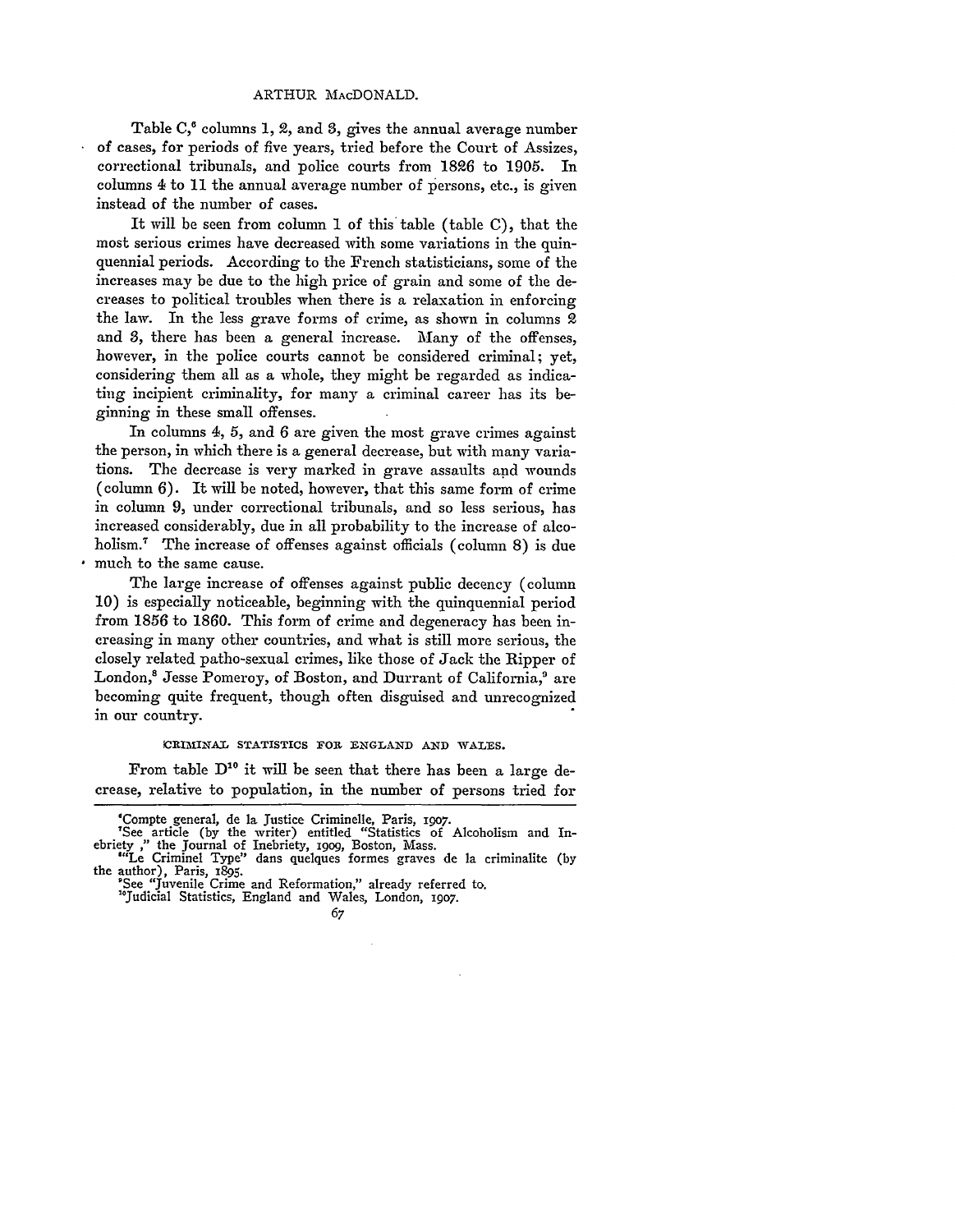Table C,[6] columns 1, 2, and 3, gives the annual average number of cases, for periods of five years, tried before the Court of Assizes, correctional tribunals, and police courts from 1826 to 1905. In columns 4 to 11 the annual average number of persons, etc., is given instead of the number of cases.

It will be seen from column 1 of this table (table C), that the most serious crimes have decreased with some variations in the quinquennial periods. According to the French statisticians, some of the increases may be due to the high price of grain and some of the decreases to political troubles when there is a relaxation in enforcing the law. In the less grave forms of crime, as shown in columns 2 and 3, there has been a general increase. Many of the offenses, however, in the police courts cannot be considered criminal; yet, considering them all as a whole, they might be regarded as indicating incipient criminality, for many a criminal career has its beginning in these small offenses.

In columns 4, 5, and 6 are given the most grave crimes against the person, in which there is a general decrease, but with many variations. The decrease is very marked in grave assaults and wounds (column 6). It will be noted, however, that this same form of crime in column 9, under correctional tribunals, and so less serious, has increased considerably, due in all probability to the increase of alcoholism.[7] The increase of offenses against officials (column 8) is due much to the same cause.

The large increase of offenses against public decency (column 10) is especially noticeable, beginning with the quinquennial period from 1856 to 1860. This form of crime and degeneracy has been increasing in many other countries, and what is still more serious, the closely related patho-sexual crimes, like those of Jack the Ripper of London,[8] Jesse Pomeroy, of Boston, and Durrant of California,[9] are becoming quite frequent, though often disguised and unrecognized in our country.

## CRIMINAL STATISTICS FOR ENGLAND AND WALES.

From table D[10] it will be seen that there has been a large decrease, relative to population, in the number of persons tried for

---

[6]Compte general, de la Justice Criminelle, Paris, 1907.

[7]See article (by the writer) entitled "Statistics of Alcoholism and Inebriety," the Journal of Inebriety, 1909, Boston, Mass.

[8]"Le Criminel Type" dans quelques formes graves de la criminalite (by the author), Paris, 1895.

[9]See "Juvenile Crime and Reformation," already referred to.

[10]Judicial Statistics, England and Wales, London, 1907.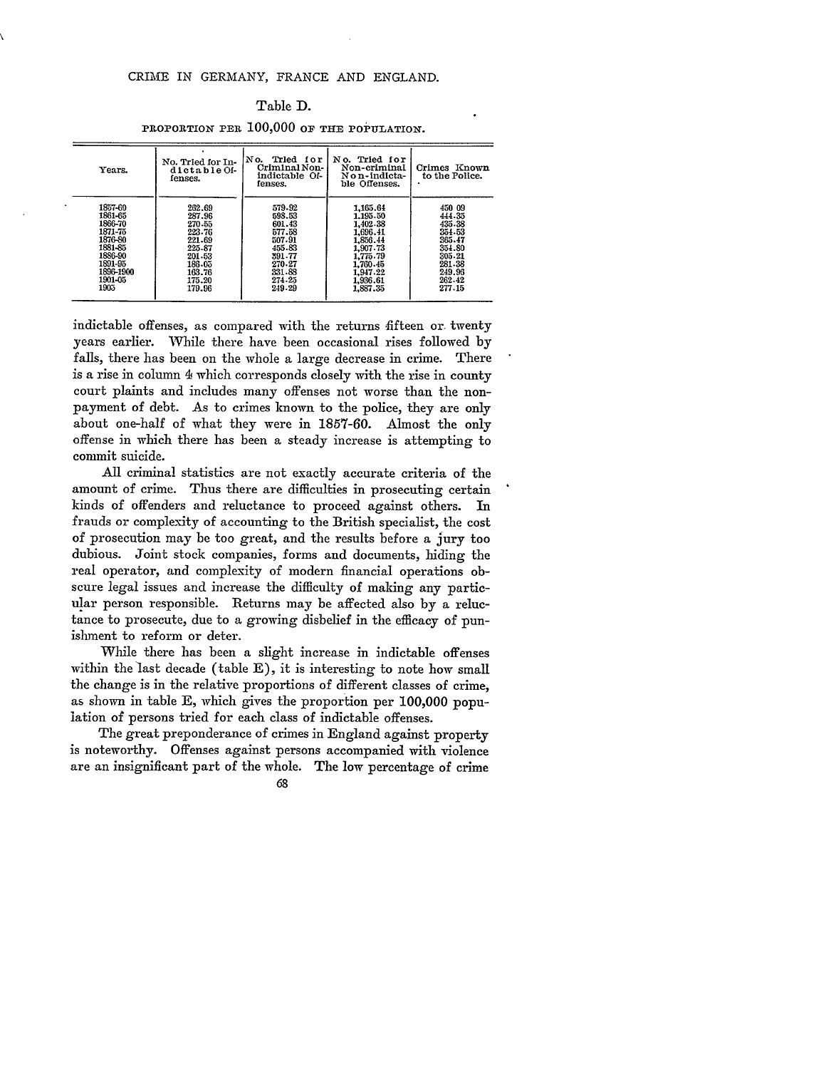Table D.

PROPORTION PER 100,000 OF THE POPULATION.

| Years. | No. Tried for Indictable Offenses. | No. Tried for Criminal Non-indictable Offenses. | No. Tried for Non-criminal Non-indictable Offenses. | Crimes Known to the Police. |
|---|---|---|---|---|
| 1857-60 | 262.69 | 579.92 | 1,165.64 | 450 09 |
| 1861-65 | 287.96 | 598.53 | 1,195.50 | 444.35 |
| 1866-70 | 270.55 | 601.43 | 1,402.38 | 435.38 |
| 1871-75 | 223.76 | 577.58 | 1,696.41 | 354.53 |
| 1876-80 | 221.69 | 507.91 | 1,856.44 | 365.47 |
| 1881-85 | 225.87 | 455.83 | 1,907.73 | 354.80 |
| 1886-90 | 201.53 | 391.77 | 1,775.79 | 305.21 |
| 1891-95 | 186.05 | 270.27 | 1,760.45 | 281.38 |
| 1896-1900 | 163.76 | 331.83 | 1,947.22 | 249.96 |
| 1901-05 | 175.20 | 274.25 | 1,936.61 | 262.42 |
| 1905 | 179.96 | 249.29 | 1,887.35 | 277.15 |

indictable offenses, as compared with the returns fifteen or twenty years earlier. While there have been occasional rises followed by falls, there has been on the whole a large decrease in crime. There is a rise in column 4 which corresponds closely with the rise in county court plaints and includes many offenses not worse than the non-payment of debt. As to crimes known to the police, they are only about one-half of what they were in 1857-60. Almost the only offense in which there has been a steady increase is attempting to commit suicide.

All criminal statistics are not exactly accurate criteria of the amount of crime. Thus there are difficulties in prosecuting certain kinds of offenders and reluctance to proceed against others. In frauds or complexity of accounting to the British specialist, the cost of prosecution may be too great, and the results before a jury too dubious. Joint stock companies, forms and documents, hiding the real operator, and complexity of modern financial operations obscure legal issues and increase the difficulty of making any particular person responsible. Returns may be affected also by a reluctance to prosecute, due to a growing disbelief in the efficacy of punishment to reform or deter.

While there has been a slight increase in indictable offenses within the last decade (table E), it is interesting to note how small the change is in the relative proportions of different classes of crime, as shown in table E, which gives the proportion per 100,000 population of persons tried for each class of indictable offenses.

The great preponderance of crimes in England against property is noteworthy. Offenses against persons accompanied with violence are an insignificant part of the whole. The low percentage of crime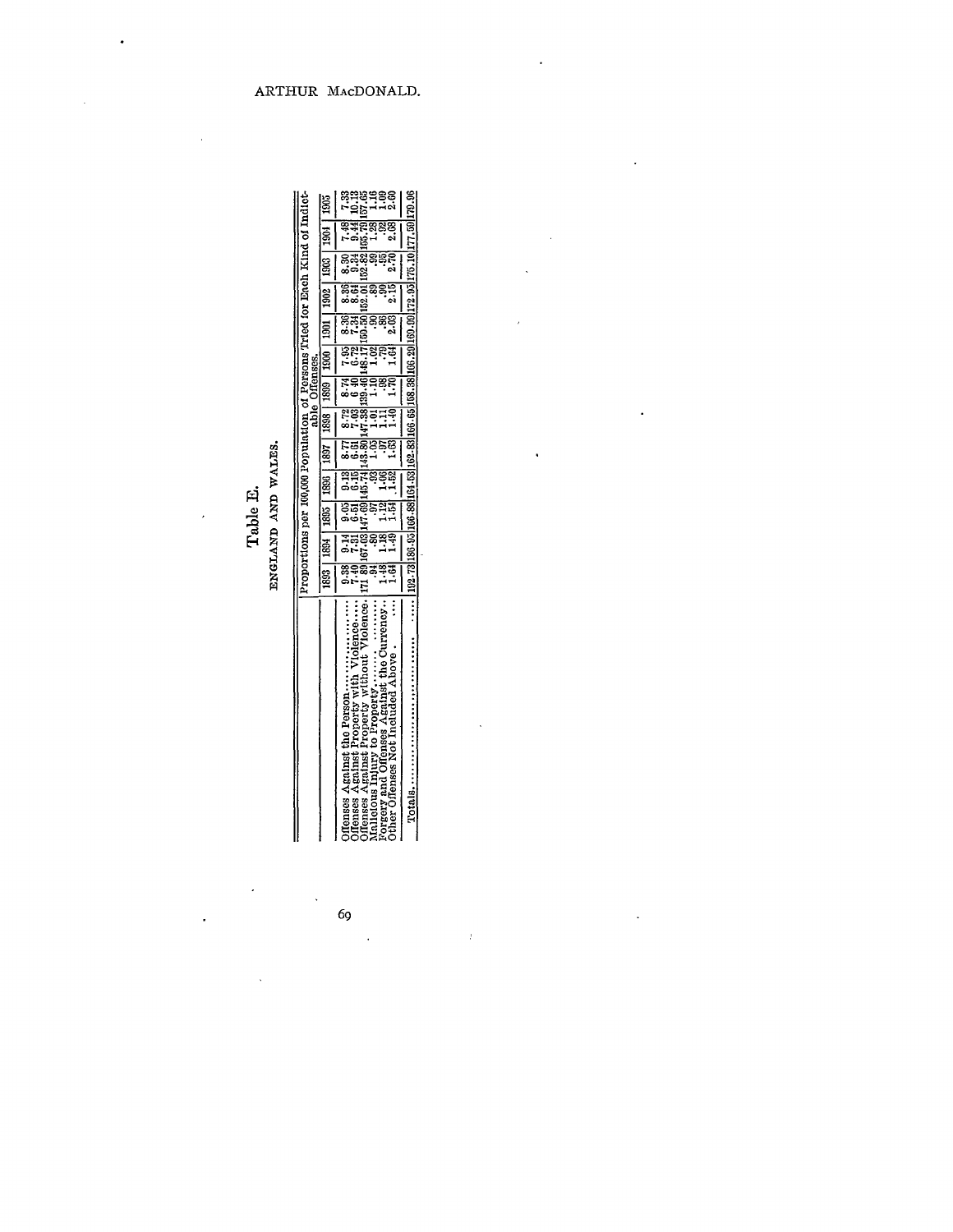# Table E.

## ENGLAND AND WALES.

| | Proportions per 100,000 Population of Persons Tried for Each Kind of Indictable Offenses. | | | | | | | | | | | | |
|---|---|---|---|---|---|---|---|---|---|---|---|---|---|
| | 1893 | 1894 | 1895 | 1896 | 1897 | 1898 | 1899 | 1900 | 1901 | 1902 | 1903 | 1904 | 1905 |
| Offenses Against the Person.................. | 9.38 | 9.14 | 9.05 | 9.13 | 8.77 | 8.72 | 8.74 | 7.95 | 8.36 | 8.36 | 8.30 | 7.48 | 7.33 |
| Offenses Against Property with Violence...... | 7.40 | 7.31 | 6.51 | 6.15 | 6.61 | 7.03 | 6.40 | 6.72 | 7.34 | 8.64 | 9.34 | 9.44 | 10.13 |
| Offenses Against Property without Violence. | 171.89 | 167.03 | 147.69 | 145.74 | 143.80 | 147.38 | 139.46 | 148.17 | 150.50 | 152.01 | 152.82 | 155.79 | 157.65 |
| Malicious Injury to Property............ | .94 | .80 | .97 | .93 | 1.05 | 1.01 | 1.10 | 1.02 | .90 | .89 | .99 | 1.28 | 1.16 |
| Forgery and Offenses Against the Currency.. | 1.48 | 1.18 | 1.12 | 1.06 | .97 | 1.11 | .98 | .79 | .86 | .90 | .95 | .92 | 1.09 |
| Other Offenses Not Included Above. .... | 1.64 | 1.49 | 1.54 | 1.52 | 1.63 | 1.40 | 1.70 | 1.64 | 2.03 | 2.15 | 2.70 | 2.08 | 2.60 |
| Totals........................ .... | 192.73 | 186.95 | 166.88 | 164.53 | 162.83 | 166.65 | 158.38 | 166.29 | 169.99 | 172.95 | 175.10 | 177.59 | 179.96 |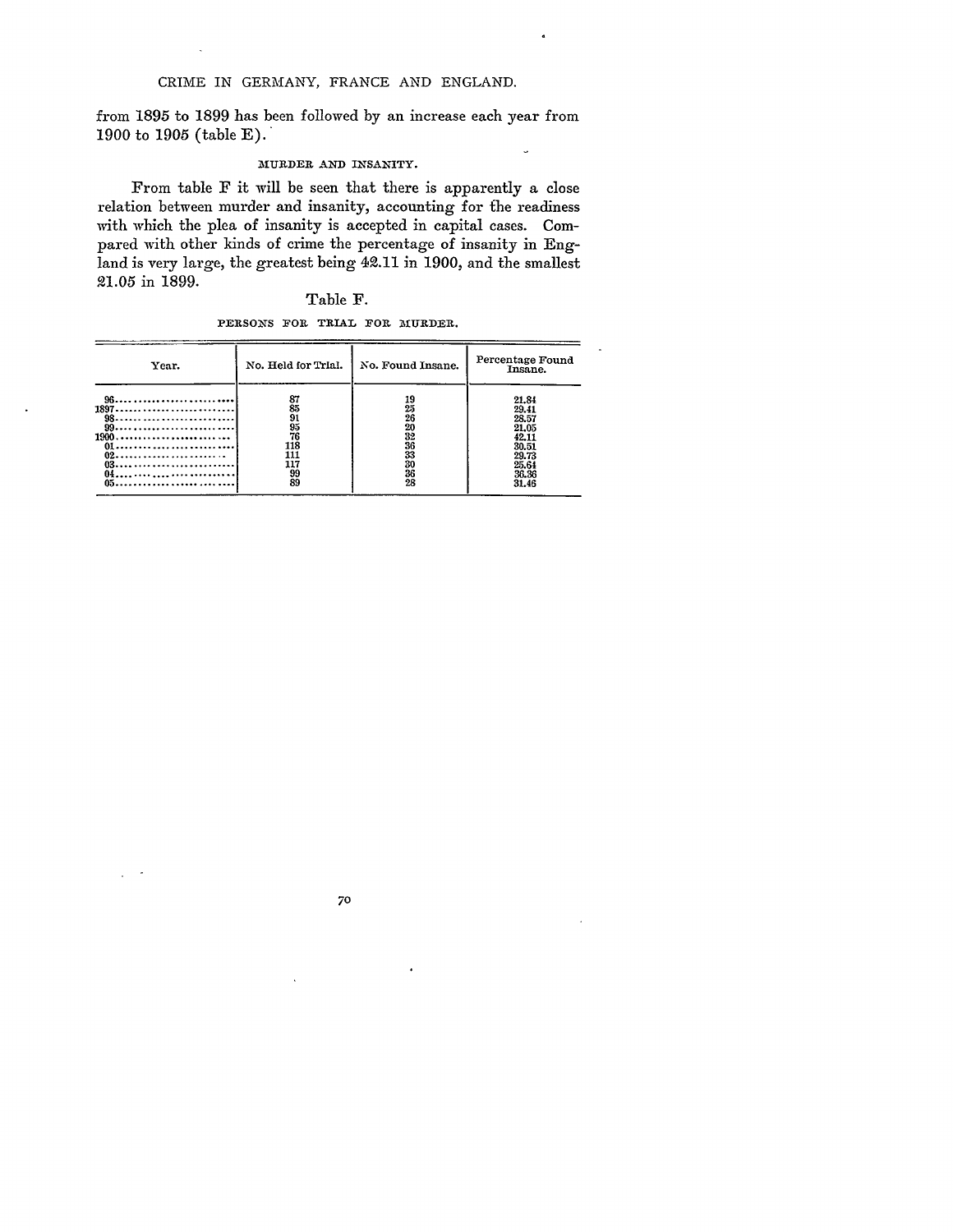from 1895 to 1899 has been followed by an increase each year from 1900 to 1905 (table E).

### MURDER AND INSANITY.

From table F it will be seen that there is apparently a close relation between murder and insanity, accounting for the readiness with which the plea of insanity is accepted in capital cases. Compared with other kinds of crime the percentage of insanity in England is very large, the greatest being 42.11 in 1900, and the smallest 21.05 in 1899.

Table F.

PERSONS FOR TRIAL FOR MURDER.

| Year. | No. Held for Trial. | No. Found Insane. | Percentage Found Insane. |
|---|---|---|---|
| 96 | 87 | 19 | 21.84 |
| 1897 | 85 | 25 | 29.41 |
| 98 | 91 | 26 | 28.57 |
| 99 | 95 | 20 | 21.05 |
| 1900 | 76 | 32 | 42.11 |
| 01 | 118 | 36 | 30.51 |
| 02 | 111 | 33 | 29.73 |
| 03 | 117 | 30 | 25.64 |
| 04 | 99 | 36 | 36.36 |
| 05 | 89 | 28 | 31.46 |